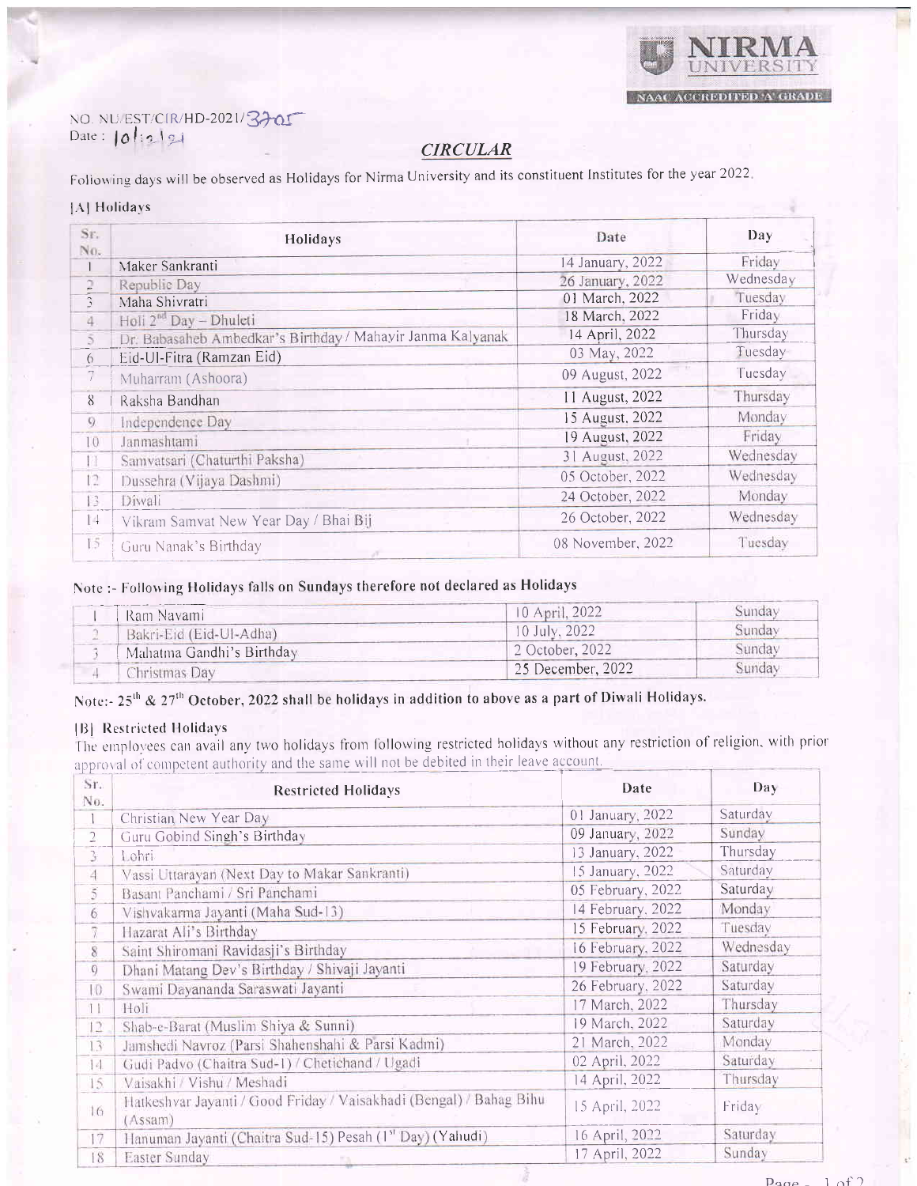NIRMA UNIVERSITY

NAAC ACCREDITED 'A' GRADE

NO. NU/EST/CIR/HD-2021/3705
Date : 10/12/21

## *CIRCULAR*

Following days will be observed as Holidays for Nirma University and its constituent Institutes for the year 2022.

**[A] Holidays**

| Sr. No. | Holidays | Date | Day |
|---|---|---|---|
| 1 | Maker Sankranti | 14 January, 2022 | Friday |
| 2 | Republic Day | 26 January, 2022 | Wednesday |
| 3 | Maha Shivratri | 01 March, 2022 | Tuesday |
| 4 | Holi 2nd Day – Dhuleti | 18 March, 2022 | Friday |
| 5 | Dr. Babasaheb Ambedkar's Birthday / Mahavir Janma Kalyanak | 14 April, 2022 | Thursday |
| 6 | Eid-Ul-Fitra (Ramzan Eid) | 03 May, 2022 | Tuesday |
| 7 | Muharram (Ashoora) | 09 August, 2022 | Tuesday |
| 8 | Raksha Bandhan | 11 August, 2022 | Thursday |
| 9 | Independence Day | 15 August, 2022 | Monday |
| 10 | Janmashtami | 19 August, 2022 | Friday |
| 11 | Samvatsari (Chaturthi Paksha) | 31 August, 2022 | Wednesday |
| 12 | Dussehra (Vijaya Dashmi) | 05 October, 2022 | Wednesday |
| 13 | Diwali | 24 October, 2022 | Monday |
| 14 | Vikram Samvat New Year Day / Bhai Bij | 26 October, 2022 | Wednesday |
| 15 | Guru Nanak's Birthday | 08 November, 2022 | Tuesday |

**Note :- Following Holidays falls on Sundays therefore not declared as Holidays**

| | | | |
|---|---|---|---|
| 1 | Ram Navami | 10 April, 2022 | Sunday |
| 2 | Bakri-Eid (Eid-Ul-Adha) | 10 July, 2022 | Sunday |
| 3 | Mahatma Gandhi's Birthday | 2 October, 2022 | Sunday |
| 4 | Christmas Day | 25 December, 2022 | Sunday |

**Note:- 25th & 27th October, 2022 shall be holidays in addition to above as a part of Diwali Holidays.**

**[B] Restricted Holidays**

The employees can avail any two holidays from following restricted holidays without any restriction of religion, with prior approval of competent authority and the same will not be debited in their leave account.

| Sr. No. | Restricted Holidays | Date | Day |
|---|---|---|---|
| 1 | Christian New Year Day | 01 January, 2022 | Saturday |
| 2 | Guru Gobind Singh's Birthday | 09 January, 2022 | Sunday |
| 3 | Lohri | 13 January, 2022 | Thursday |
| 4 | Vassi Uttarayan (Next Day to Makar Sankranti) | 15 January, 2022 | Saturday |
| 5 | Basant Panchami / Sri Panchami | 05 February, 2022 | Saturday |
| 6 | Vishvakarma Jayanti (Maha Sud-13) | 14 February, 2022 | Monday |
| 7 | Hazarat Ali's Birthday | 15 February, 2022 | Tuesday |
| 8 | Saint Shiromani Ravidasji's Birthday | 16 February, 2022 | Wednesday |
| 9 | Dhani Matang Dev's Birthday / Shivaji Jayanti | 19 February, 2022 | Saturday |
| 10 | Swami Dayananda Saraswati Jayanti | 26 February, 2022 | Saturday |
| 11 | Holi | 17 March, 2022 | Thursday |
| 12 | Shab-e-Barat (Muslim Shiya & Sunni) | 19 March, 2022 | Saturday |
| 13 | Jamshedi Navroz (Parsi Shahenshahi & Parsi Kadmi) | 21 March, 2022 | Monday |
| 14 | Gudi Padvo (Chaitra Sud-1) / Chetichand / Ugadi | 02 April, 2022 | Saturday |
| 15 | Vaisakhi / Vishu / Meshadi | 14 April, 2022 | Thursday |
| 16 | Hatkeshvar Jayanti / Good Friday / Vaisakhadi (Bengal) / Bahag Bihu (Assam) | 15 April, 2022 | Friday |
| 17 | Hanuman Jayanti (Chaitra Sud-15) Pesah (1st Day) (Yahudi) | 16 April, 2022 | Saturday |
| 18 | Easter Sunday | 17 April, 2022 | Sunday |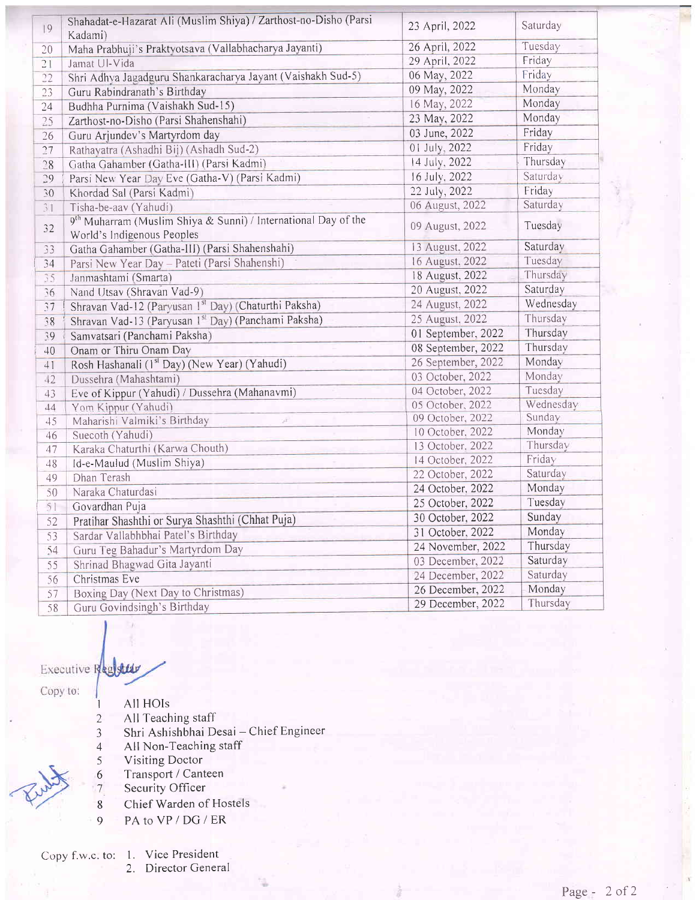| | | | |
|---|---|---|---|
| 19 | Shahadat-e-Hazarat Ali (Muslim Shiya) / Zarthost-no-Disho (Parsi Kadami) | 23 April, 2022 | Saturday |
| 20 | Maha Prabhuji's Praktyotsava (Vallabhacharya Jayanti) | 26 April, 2022 | Tuesday |
| 21 | Jamat Ul-Vida | 29 April, 2022 | Friday |
| 22 | Shri Adhya Jagadguru Shankaracharya Jayant (Vaishakh Sud-5) | 06 May, 2022 | Friday |
| 23 | Guru Rabindranath's Birthday | 09 May, 2022 | Monday |
| 24 | Budhha Purnima (Vaishakh Sud-15) | 16 May, 2022 | Monday |
| 25 | Zarthost-no-Disho (Parsi Shahenshahi) | 23 May, 2022 | Monday |
| 26 | Guru Arjundev's Martyrdom day | 03 June, 2022 | Friday |
| 27 | Rathayatra (Ashadhi Bij) (Ashadh Sud-2) | 01 July, 2022 | Friday |
| 28 | Gatha Gahamber (Gatha-III) (Parsi Kadmi) | 14 July, 2022 | Thursday |
| 29 | Parsi New Year Day Eve (Gatha-V) (Parsi Kadmi) | 16 July, 2022 | Saturday |
| 30 | Khordad Sal (Parsi Kadmi) | 22 July, 2022 | Friday |
| 31 | Tisha-be-aav (Yahudi) | 06 August, 2022 | Saturday |
| 32 | 9th Muharram (Muslim Shiya & Sunni) / International Day of the World's Indigenous Peoples | 09 August, 2022 | Tuesday |
| 33 | Gatha Gahamber (Gatha-III) (Parsi Shahenshahi) | 13 August, 2022 | Saturday |
| 34 | Parsi New Year Day – Pateti (Parsi Shahenshi) | 16 August, 2022 | Tuesday |
| 35 | Janmashtami (Smarta) | 18 August, 2022 | Thursday |
| 36 | Nand Utsav (Shravan Vad-9) | 20 August, 2022 | Saturday |
| 37 | Shravan Vad-12 (Paryusan 1st Day) (Chaturthi Paksha) | 24 August, 2022 | Wednesday |
| 38 | Shravan Vad-13 (Paryusan 1st Day) (Panchami Paksha) | 25 August, 2022 | Thursday |
| 39 | Samvatsari (Panchami Paksha) | 01 September, 2022 | Thursday |
| 40 | Onam or Thiru Onam Day | 08 September, 2022 | Thursday |
| 41 | Rosh Hashanali (1st Day) (New Year) (Yahudi) | 26 September, 2022 | Monday |
| 42 | Dussehra (Mahashtami) | 03 October, 2022 | Monday |
| 43 | Eve of Kippur (Yahudi) / Dussehra (Mahanavmi) | 04 October, 2022 | Tuesday |
| 44 | Yom Kippur (Yahudi) | 05 October, 2022 | Wednesday |
| 45 | Maharishi Valmiki's Birthday | 09 October, 2022 | Sunday |
| 46 | Suecoth (Yahudi) | 10 October, 2022 | Monday |
| 47 | Karaka Chaturthi (Karwa Chouth) | 13 October, 2022 | Thursday |
| 48 | Id-e-Maulud (Muslim Shiya) | 14 October, 2022 | Friday |
| 49 | Dhan Terash | 22 October, 2022 | Saturday |
| 50 | Naraka Chaturdasi | 24 October, 2022 | Monday |
| 51 | Govardhan Puja | 25 October, 2022 | Tuesday |
| 52 | Pratihar Shashthi or Surya Shashthi (Chhat Puja) | 30 October, 2022 | Sunday |
| 53 | Sardar Vallabhbhai Patel's Birthday | 31 October, 2022 | Monday |
| 54 | Guru Teg Bahadur's Martyrdom Day | 24 November, 2022 | Thursday |
| 55 | Shrinad Bhagwad Gita Jayanti | 03 December, 2022 | Saturday |
| 56 | Christmas Eve | 24 December, 2022 | Saturday |
| 57 | Boxing Day (Next Day to Christmas) | 26 December, 2022 | Monday |
| 58 | Guru Govindsingh's Birthday | 29 December, 2022 | Thursday |

Executive Registrar

Copy to:

1. All HOIs
2. All Teaching staff
3. Shri Ashishbhai Desai – Chief Engineer
4. All Non-Teaching staff
5. Visiting Doctor
6. Transport / Canteen
7. Security Officer
8. Chief Warden of Hostels
9. PA to VP / DG / ER

Copy f.w.c. to:

1. Vice President
2. Director General